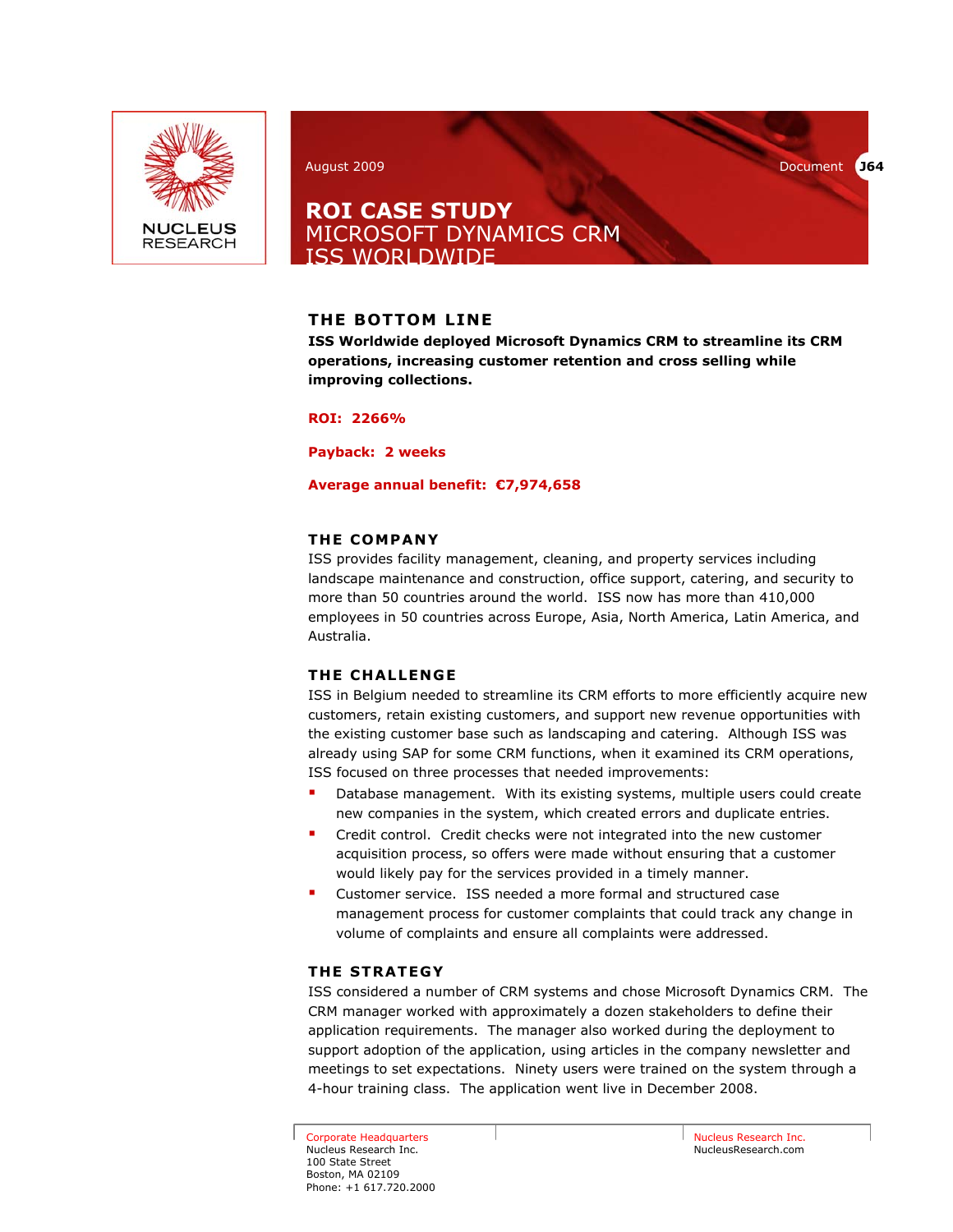NUCLEUS RESEARCH

August 2009

Document J64

# ROI CASE STUDY
## MICROSOFT DYNAMICS CRM
## ISS WORLDWIDE

## THE BOTTOM LINE

**ISS Worldwide deployed Microsoft Dynamics CRM to streamline its CRM operations, increasing customer retention and cross selling while improving collections.**

**ROI: 2266%**

**Payback: 2 weeks**

**Average annual benefit: €7,974,658**

## THE COMPANY

ISS provides facility management, cleaning, and property services including landscape maintenance and construction, office support, catering, and security to more than 50 countries around the world. ISS now has more than 410,000 employees in 50 countries across Europe, Asia, North America, Latin America, and Australia.

## THE CHALLENGE

ISS in Belgium needed to streamline its CRM efforts to more efficiently acquire new customers, retain existing customers, and support new revenue opportunities with the existing customer base such as landscaping and catering. Although ISS was already using SAP for some CRM functions, when it examined its CRM operations, ISS focused on three processes that needed improvements:

- Database management. With its existing systems, multiple users could create new companies in the system, which created errors and duplicate entries.
- Credit control. Credit checks were not integrated into the new customer acquisition process, so offers were made without ensuring that a customer would likely pay for the services provided in a timely manner.
- Customer service. ISS needed a more formal and structured case management process for customer complaints that could track any change in volume of complaints and ensure all complaints were addressed.

## THE STRATEGY

ISS considered a number of CRM systems and chose Microsoft Dynamics CRM. The CRM manager worked with approximately a dozen stakeholders to define their application requirements. The manager also worked during the deployment to support adoption of the application, using articles in the company newsletter and meetings to set expectations. Ninety users were trained on the system through a 4-hour training class. The application went live in December 2008.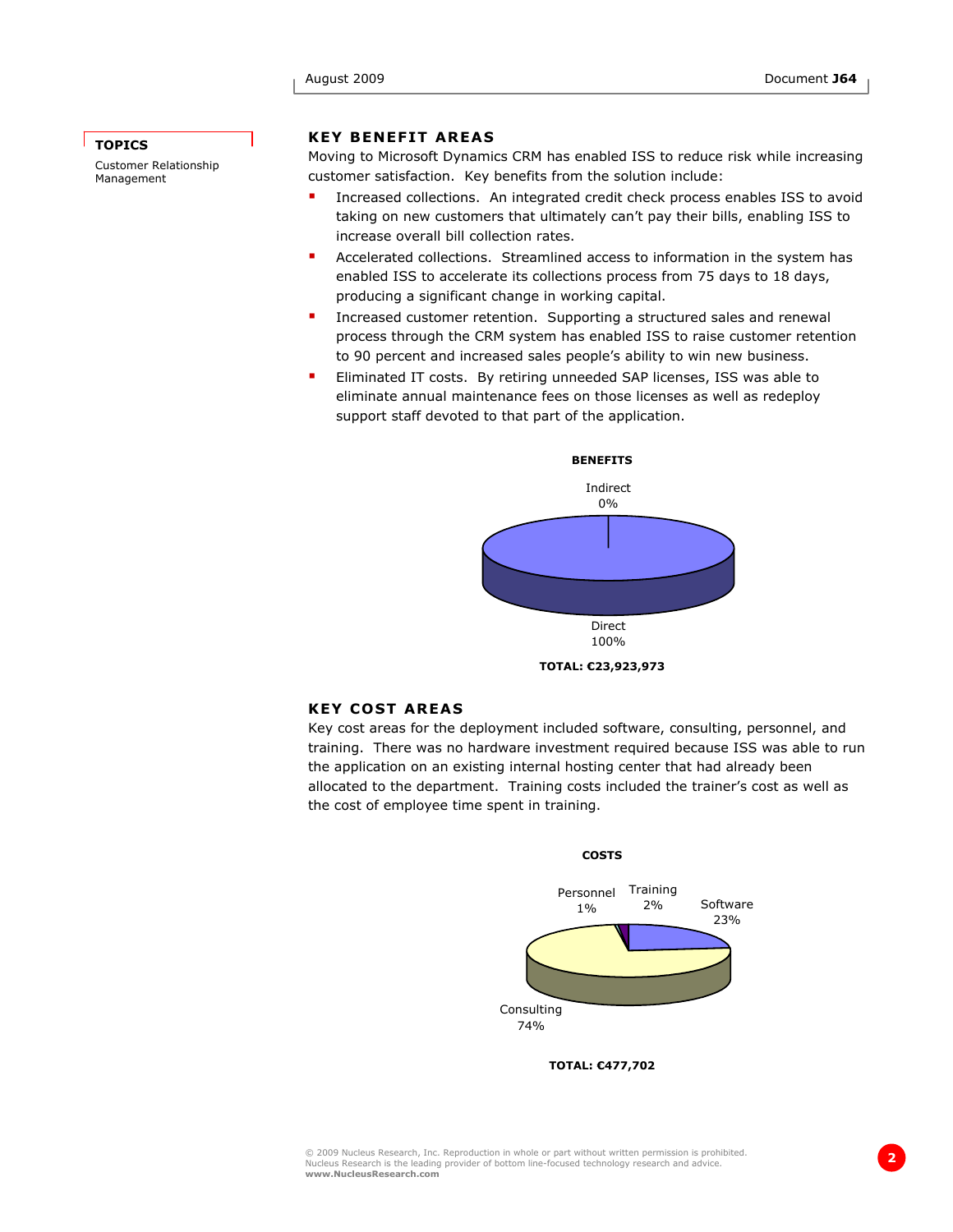**TOPICS**

Customer Relationship Management

## KEY BENEFIT AREAS

Moving to Microsoft Dynamics CRM has enabled ISS to reduce risk while increasing customer satisfaction. Key benefits from the solution include:

- Increased collections. An integrated credit check process enables ISS to avoid taking on new customers that ultimately can't pay their bills, enabling ISS to increase overall bill collection rates.
- Accelerated collections. Streamlined access to information in the system has enabled ISS to accelerate its collections process from 75 days to 18 days, producing a significant change in working capital.
- Increased customer retention. Supporting a structured sales and renewal process through the CRM system has enabled ISS to raise customer retention to 90 percent and increased sales people's ability to win new business.
- Eliminated IT costs. By retiring unneeded SAP licenses, ISS was able to eliminate annual maintenance fees on those licenses as well as redeploy support staff devoted to that part of the application.

**BENEFITS**

Indirect 0%

Direct 100%

**TOTAL: €23,923,973**

## KEY COST AREAS

Key cost areas for the deployment included software, consulting, personnel, and training. There was no hardware investment required because ISS was able to run the application on an existing internal hosting center that had already been allocated to the department. Training costs included the trainer's cost as well as the cost of employee time spent in training.

**COSTS**

Personnel 1%

Training 2%

Software 23%

Consulting 74%

**TOTAL: €477,702**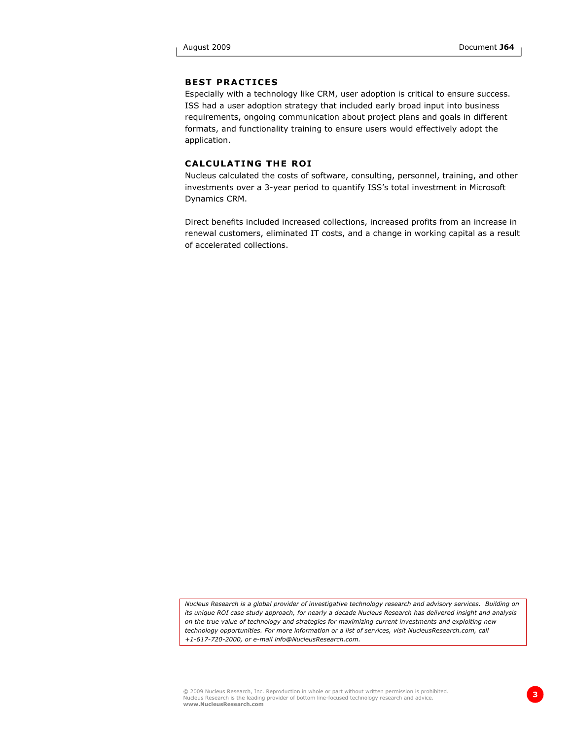## BEST PRACTICES

Especially with a technology like CRM, user adoption is critical to ensure success. ISS had a user adoption strategy that included early broad input into business requirements, ongoing communication about project plans and goals in different formats, and functionality training to ensure users would effectively adopt the application.

## CALCULATING THE ROI

Nucleus calculated the costs of software, consulting, personnel, training, and other investments over a 3-year period to quantify ISS's total investment in Microsoft Dynamics CRM.

Direct benefits included increased collections, increased profits from an increase in renewal customers, eliminated IT costs, and a change in working capital as a result of accelerated collections.

*Nucleus Research is a global provider of investigative technology research and advisory services. Building on its unique ROI case study approach, for nearly a decade Nucleus Research has delivered insight and analysis on the true value of technology and strategies for maximizing current investments and exploiting new technology opportunities. For more information or a list of services, visit NucleusResearch.com, call +1-617-720-2000, or e-mail info@NucleusResearch.com.*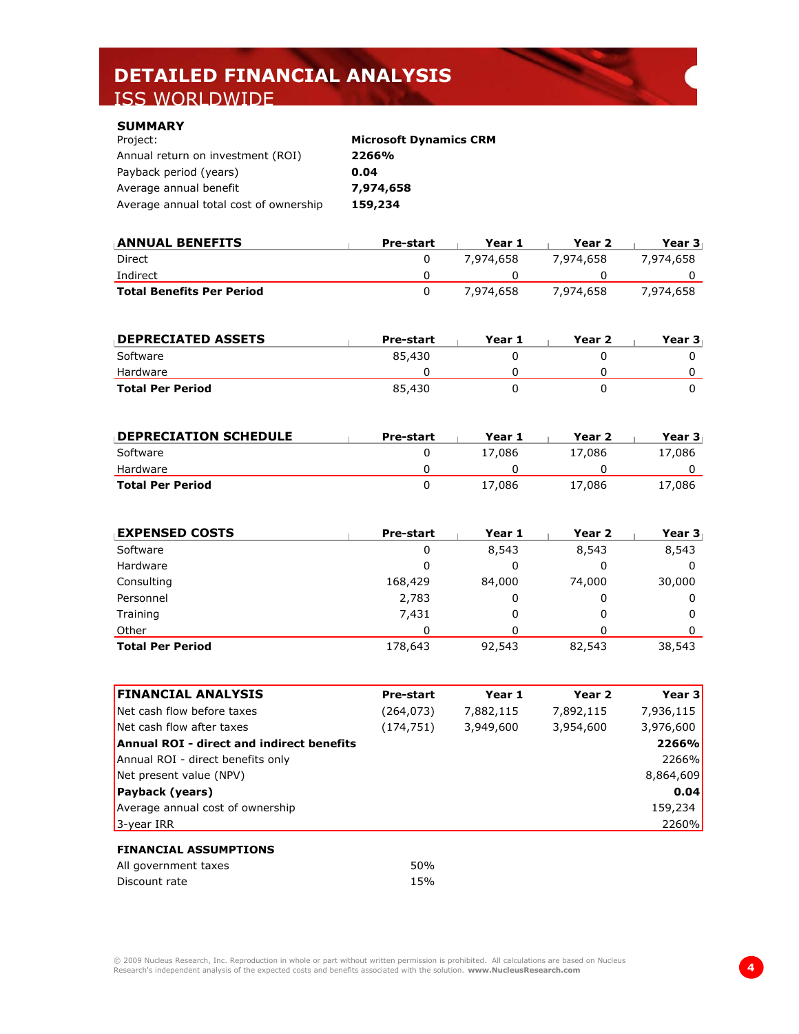# DETAILED FINANCIAL ANALYSIS

## ISS WORLDWIDE

**SUMMARY**

| | |
|---|---|
| Project: | **Microsoft Dynamics CRM** |
| Annual return on investment (ROI) | **2266%** |
| Payback period (years) | **0.04** |
| Average annual benefit | **7,974,658** |
| Average annual total cost of ownership | **159,234** |

| **ANNUAL BENEFITS** | **Pre-start** | **Year 1** | **Year 2** | **Year 3** |
|---|---|---|---|---|
| Direct | 0 | 7,974,658 | 7,974,658 | 7,974,658 |
| Indirect | 0 | 0 | 0 | 0 |
| **Total Benefits Per Period** | 0 | 7,974,658 | 7,974,658 | 7,974,658 |

| **DEPRECIATED ASSETS** | **Pre-start** | **Year 1** | **Year 2** | **Year 3** |
|---|---|---|---|---|
| Software | 85,430 | 0 | 0 | 0 |
| Hardware | 0 | 0 | 0 | 0 |
| **Total Per Period** | 85,430 | 0 | 0 | 0 |

| **DEPRECIATION SCHEDULE** | **Pre-start** | **Year 1** | **Year 2** | **Year 3** |
|---|---|---|---|---|
| Software | 0 | 17,086 | 17,086 | 17,086 |
| Hardware | 0 | 0 | 0 | 0 |
| **Total Per Period** | 0 | 17,086 | 17,086 | 17,086 |

| **EXPENSED COSTS** | **Pre-start** | **Year 1** | **Year 2** | **Year 3** |
|---|---|---|---|---|
| Software | 0 | 8,543 | 8,543 | 8,543 |
| Hardware | 0 | 0 | 0 | 0 |
| Consulting | 168,429 | 84,000 | 74,000 | 30,000 |
| Personnel | 2,783 | 0 | 0 | 0 |
| Training | 7,431 | 0 | 0 | 0 |
| Other | 0 | 0 | 0 | 0 |
| **Total Per Period** | 178,643 | 92,543 | 82,543 | 38,543 |

| **FINANCIAL ANALYSIS** | **Pre-start** | **Year 1** | **Year 2** | **Year 3** |
|---|---|---|---|---|
| Net cash flow before taxes | (264,073) | 7,882,115 | 7,892,115 | 7,936,115 |
| Net cash flow after taxes | (174,751) | 3,949,600 | 3,954,600 | 3,976,600 |
| **Annual ROI - direct and indirect benefits** | | | | **2266%** |
| Annual ROI - direct benefits only | | | | 2266% |
| Net present value (NPV) | | | | 8,864,609 |
| **Payback (years)** | | | | **0.04** |
| Average annual cost of ownership | | | | 159,234 |
| 3-year IRR | | | | 2260% |

**FINANCIAL ASSUMPTIONS**

| | |
|---|---|
| All government taxes | 50% |
| Discount rate | 15% |

© 2009 Nucleus Research, Inc. Reproduction in whole or part without written permission is prohibited. All calculations are based on Nucleus Research's independent analysis of the expected costs and benefits associated with the solution. **www.NucleusResearch.com**